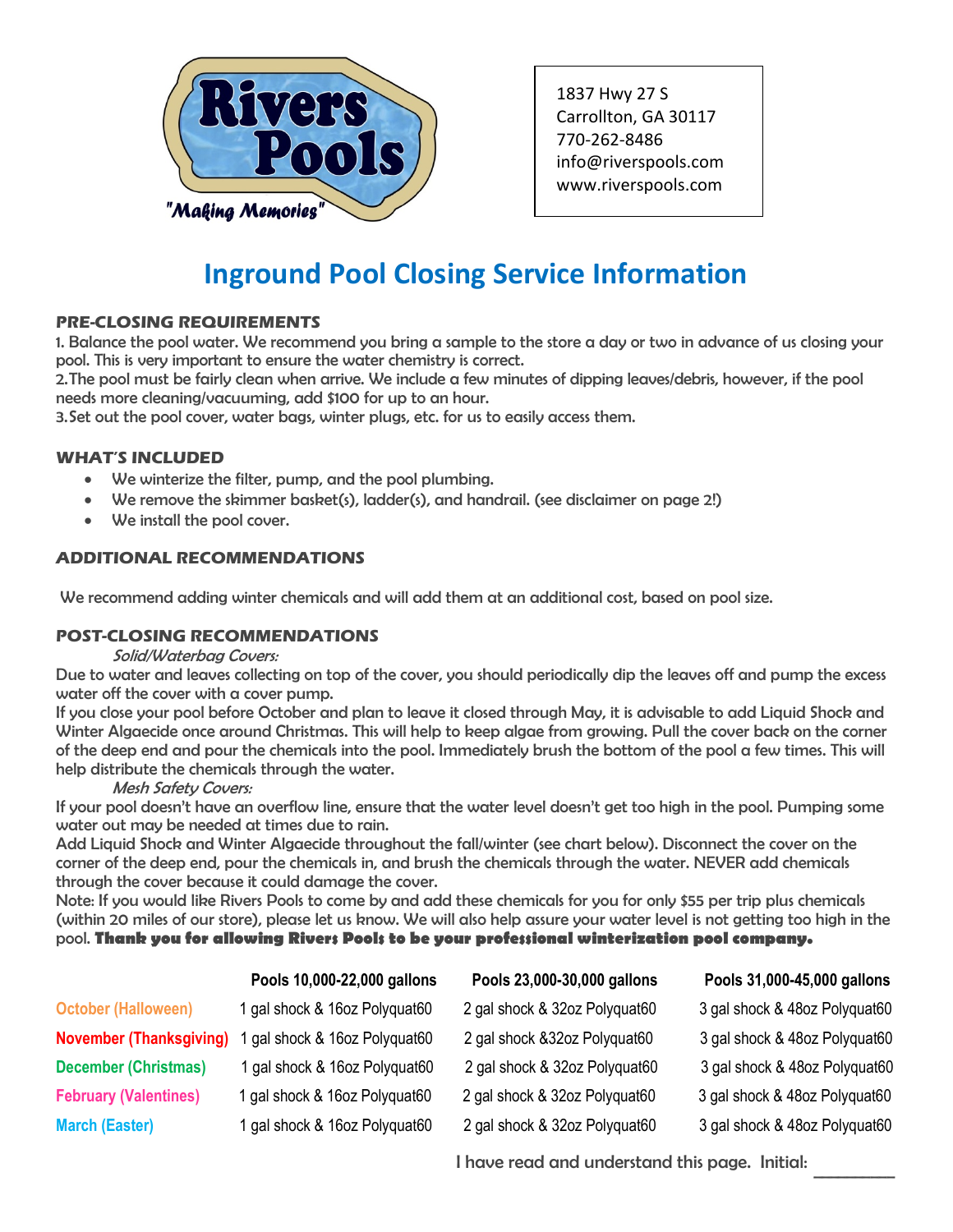Rivers Pools
"Making Memories"

1837 Hwy 27 S
Carrollton, GA 30117
770-262-8486
info@riverspools.com
www.riverspools.com

# Inground Pool Closing Service Information

## PRE-CLOSING REQUIREMENTS

1. Balance the pool water. We recommend you bring a sample to the store a day or two in advance of us closing your pool. This is very important to ensure the water chemistry is correct.
2. The pool must be fairly clean when arrive. We include a few minutes of dipping leaves/debris, however, if the pool needs more cleaning/vacuuming, add $100 for up to an hour.
3. Set out the pool cover, water bags, winter plugs, etc. for us to easily access them.

## WHAT'S INCLUDED

- We winterize the filter, pump, and the pool plumbing.
- We remove the skimmer basket(s), ladder(s), and handrail. (see disclaimer on page 2!)
- We install the pool cover.

## ADDITIONAL RECOMMENDATIONS

We recommend adding winter chemicals and will add them at an additional cost, based on pool size.

## POST-CLOSING RECOMMENDATIONS

*Solid/Waterbag Covers:*

Due to water and leaves collecting on top of the cover, you should periodically dip the leaves off and pump the excess water off the cover with a cover pump.

If you close your pool before October and plan to leave it closed through May, it is advisable to add Liquid Shock and Winter Algaecide once around Christmas. This will help to keep algae from growing. Pull the cover back on the corner of the deep end and pour the chemicals into the pool. Immediately brush the bottom of the pool a few times. This will help distribute the chemicals through the water.

*Mesh Safety Covers:*

If your pool doesn't have an overflow line, ensure that the water level doesn't get too high in the pool. Pumping some water out may be needed at times due to rain.

Add Liquid Shock and Winter Algaecide throughout the fall/winter (see chart below). Disconnect the cover on the corner of the deep end, pour the chemicals in, and brush the chemicals through the water. NEVER add chemicals through the cover because it could damage the cover.

Note: If you would like Rivers Pools to come by and add these chemicals for you for only $55 per trip plus chemicals (within 20 miles of our store), please let us know. We will also help assure your water level is not getting too high in the pool. **Thank you for allowing Rivers Pools to be your professional winterization pool company.**

| | Pools 10,000-22,000 gallons | Pools 23,000-30,000 gallons | Pools 31,000-45,000 gallons |
|---|---|---|---|
| October (Halloween) | 1 gal shock & 16oz Polyquat60 | 2 gal shock & 32oz Polyquat60 | 3 gal shock & 48oz Polyquat60 |
| November (Thanksgiving) | 1 gal shock & 16oz Polyquat60 | 2 gal shock &32oz Polyquat60 | 3 gal shock & 48oz Polyquat60 |
| December (Christmas) | 1 gal shock & 16oz Polyquat60 | 2 gal shock & 32oz Polyquat60 | 3 gal shock & 48oz Polyquat60 |
| February (Valentines) | 1 gal shock & 16oz Polyquat60 | 2 gal shock & 32oz Polyquat60 | 3 gal shock & 48oz Polyquat60 |
| March (Easter) | 1 gal shock & 16oz Polyquat60 | 2 gal shock & 32oz Polyquat60 | 3 gal shock & 48oz Polyquat60 |

I have read and understand this page. Initial: ________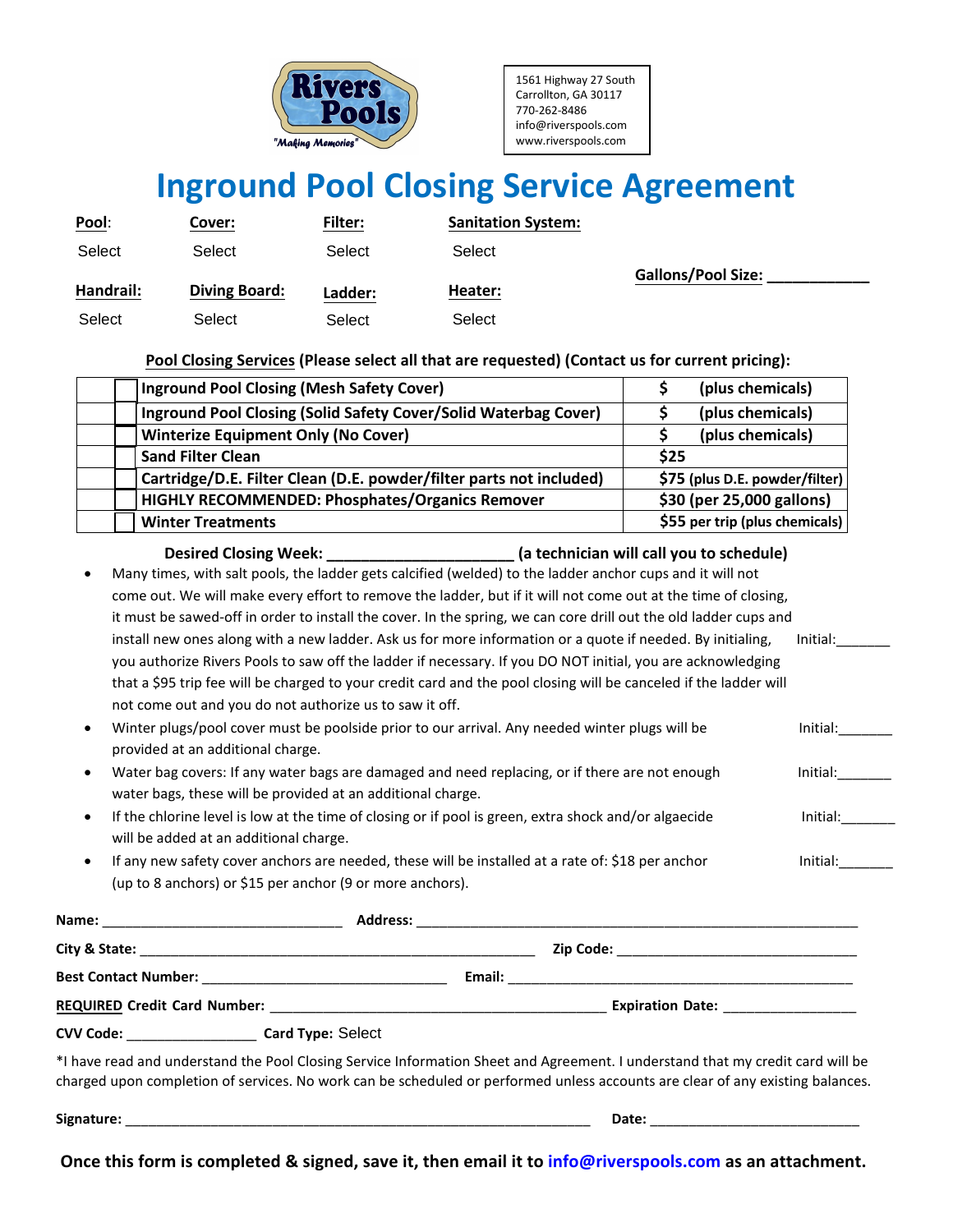Rivers Pools
"Making Memories"

1561 Highway 27 South
Carrollton, GA 30117
770-262-8486
info@riverspools.com
www.riverspools.com

# Inground Pool Closing Service Agreement

| **Pool**: | **Cover:** | **Filter:** | **Sanitation System:** |
|---|---|---|---|
| Select | Select | Select | Select |
| **Handrail:** | **Diving Board:** | **Ladder:** | **Heater:** |
| Select | Select | Select | Select |

**Gallons/Pool Size: ___________**

**Pool Closing Services (Please select all that are requested) (Contact us for current pricing):**

| | | |
|---|---|---|
| ☐ | **Inground Pool Closing (Mesh Safety Cover)** | **$ (plus chemicals)** |
| ☐ | **Inground Pool Closing (Solid Safety Cover/Solid Waterbag Cover)** | **$ (plus chemicals)** |
| ☐ | **Winterize Equipment Only (No Cover)** | **$ (plus chemicals)** |
| ☐ | **Sand Filter Clean** | **$25** |
| ☐ | **Cartridge/D.E. Filter Clean (D.E. powder/filter parts not included)** | **$75 (plus D.E. powder/filter)** |
| ☐ | **HIGHLY RECOMMENDED: Phosphates/Organics Remover** | **$30 (per 25,000 gallons)** |
| ☐ | **Winter Treatments** | **$55 per trip (plus chemicals)** |

**Desired Closing Week: ____________________ (a technician will call you to schedule)**

- Many times, with salt pools, the ladder gets calcified (welded) to the ladder anchor cups and it will not come out. We will make every effort to remove the ladder, but if it will not come out at the time of closing, it must be sawed-off in order to install the cover. In the spring, we can core drill out the old ladder cups and install new ones along with a new ladder. Ask us for more information or a quote if needed. By initialing, you authorize Rivers Pools to saw off the ladder if necessary. If you DO NOT initial, you are acknowledging that a $95 trip fee will be charged to your credit card and the pool closing will be canceled if the ladder will not come out and you do not authorize us to saw it off. Initial:_______
- Winter plugs/pool cover must be poolside prior to our arrival. Any needed winter plugs will be provided at an additional charge. Initial:_______
- Water bag covers: If any water bags are damaged and need replacing, or if there are not enough water bags, these will be provided at an additional charge. Initial:_______
- If the chlorine level is low at the time of closing or if pool is green, extra shock and/or algaecide will be added at an additional charge. Initial:_______
- If any new safety cover anchors are needed, these will be installed at a rate of: $18 per anchor (up to 8 anchors) or $15 per anchor (9 or more anchors). Initial:_______

**Name:** ____________________________ **Address:** ______________________________________________

**City & State:** _____________________________________________ **Zip Code:** ____________________________

**Best Contact Number:** ____________________________ **Email:** ___________________________________________

**REQUIRED Credit Card Number:** ________________________________________ **Expiration Date:** _______________

**CVV Code:** ______________ **Card Type:** Select

*I have read and understand the Pool Closing Service Information Sheet and Agreement. I understand that my credit card will be charged upon completion of services. No work can be scheduled or performed unless accounts are clear of any existing balances.

**Signature:** _______________________________________________________ **Date:** _________________________

**Once this form is completed & signed, save it, then email it to info@riverspools.com as an attachment.**